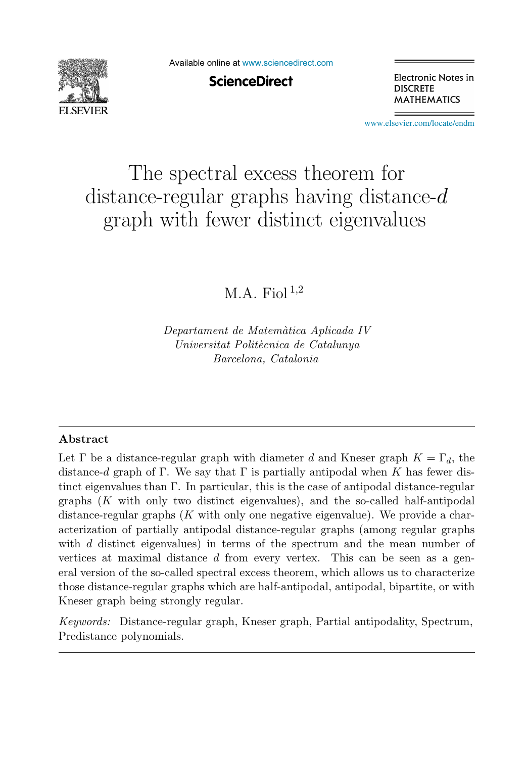# The spectral excess theorem for distance-regular graphs having distance-$d$ graph with fewer distinct eigenvalues

M.A. Fiol [1,2]

*Departament de Matemàtica Aplicada IV*
*Universitat Politècnica de Catalunya*
*Barcelona, Catalonia*

---

## Abstract

Let $\Gamma$ be a distance-regular graph with diameter $d$ and Kneser graph $K = \Gamma_d$, the distance-$d$ graph of $\Gamma$. We say that $\Gamma$ is partially antipodal when $K$ has fewer distinct eigenvalues than $\Gamma$. In particular, this is the case of antipodal distance-regular graphs ($K$ with only two distinct eigenvalues), and the so-called half-antipodal distance-regular graphs ($K$ with only one negative eigenvalue). We provide a characterization of partially antipodal distance-regular graphs (among regular graphs with $d$ distinct eigenvalues) in terms of the spectrum and the mean number of vertices at maximal distance $d$ from every vertex. This can be seen as a general version of the so-called spectral excess theorem, which allows us to characterize those distance-regular graphs which are half-antipodal, antipodal, bipartite, or with Kneser graph being strongly regular.

*Keywords:* Distance-regular graph, Kneser graph, Partial antipodality, Spectrum, Predistance polynomials.

---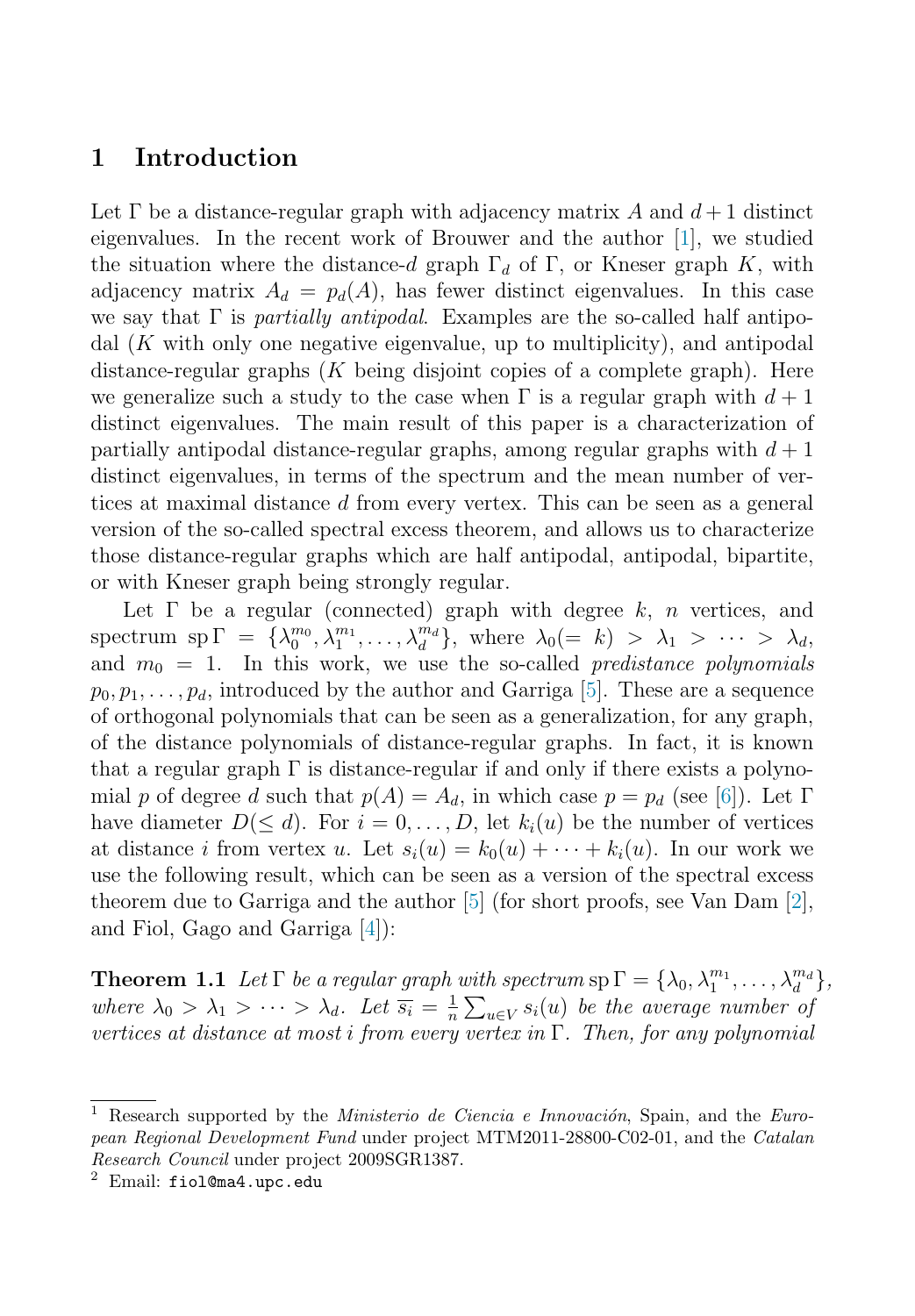## 1 Introduction

Let $\Gamma$ be a distance-regular graph with adjacency matrix $A$ and $d+1$ distinct eigenvalues. In the recent work of Brouwer and the author [1], we studied the situation where the distance-$d$ graph $\Gamma_d$ of $\Gamma$, or Kneser graph $K$, with adjacency matrix $A_d = p_d(A)$, has fewer distinct eigenvalues. In this case we say that $\Gamma$ is *partially antipodal*. Examples are the so-called half antipodal ($K$ with only one negative eigenvalue, up to multiplicity), and antipodal distance-regular graphs ($K$ being disjoint copies of a complete graph). Here we generalize such a study to the case when $\Gamma$ is a regular graph with $d+1$ distinct eigenvalues. The main result of this paper is a characterization of partially antipodal distance-regular graphs, among regular graphs with $d+1$ distinct eigenvalues, in terms of the spectrum and the mean number of vertices at maximal distance $d$ from every vertex. This can be seen as a general version of the so-called spectral excess theorem, and allows us to characterize those distance-regular graphs which are half antipodal, antipodal, bipartite, or with Kneser graph being strongly regular.

Let $\Gamma$ be a regular (connected) graph with degree $k$, $n$ vertices, and spectrum $\operatorname{sp}\Gamma = \{\lambda_0^{m_0}, \lambda_1^{m_1}, \ldots, \lambda_d^{m_d}\}$, where $\lambda_0 (= k) > \lambda_1 > \cdots > \lambda_d$, and $m_0 = 1$. In this work, we use the so-called *predistance polynomials* $p_0, p_1, \ldots, p_d$, introduced by the author and Garriga [5]. These are a sequence of orthogonal polynomials that can be seen as a generalization, for any graph, of the distance polynomials of distance-regular graphs. In fact, it is known that a regular graph $\Gamma$ is distance-regular if and only if there exists a polynomial $p$ of degree $d$ such that $p(A) = A_d$, in which case $p = p_d$ (see [6]). Let $\Gamma$ have diameter $D (\leq d)$. For $i = 0, \ldots, D$, let $k_i(u)$ be the number of vertices at distance $i$ from vertex $u$. Let $s_i(u) = k_0(u) + \cdots + k_i(u)$. In our work we use the following result, which can be seen as a version of the spectral excess theorem due to Garriga and the author [5] (for short proofs, see Van Dam [2], and Fiol, Gago and Garriga [4]):

**Theorem 1.1** *Let $\Gamma$ be a regular graph with spectrum $\operatorname{sp}\Gamma = \{\lambda_0, \lambda_1^{m_1}, \ldots, \lambda_d^{m_d}\}$, where $\lambda_0 > \lambda_1 > \cdots > \lambda_d$. Let $\overline{s_i} = \frac{1}{n}\sum_{u \in V} s_i(u)$ be the average number of vertices at distance at most $i$ from every vertex in $\Gamma$. Then, for any polynomial*

[1] Research supported by the *Ministerio de Ciencia e Innovación*, Spain, and the *European Regional Development Fund* under project MTM2011-28800-C02-01, and the *Catalan Research Council* under project 2009SGR1387.

[2] Email: `fiol@ma4.upc.edu`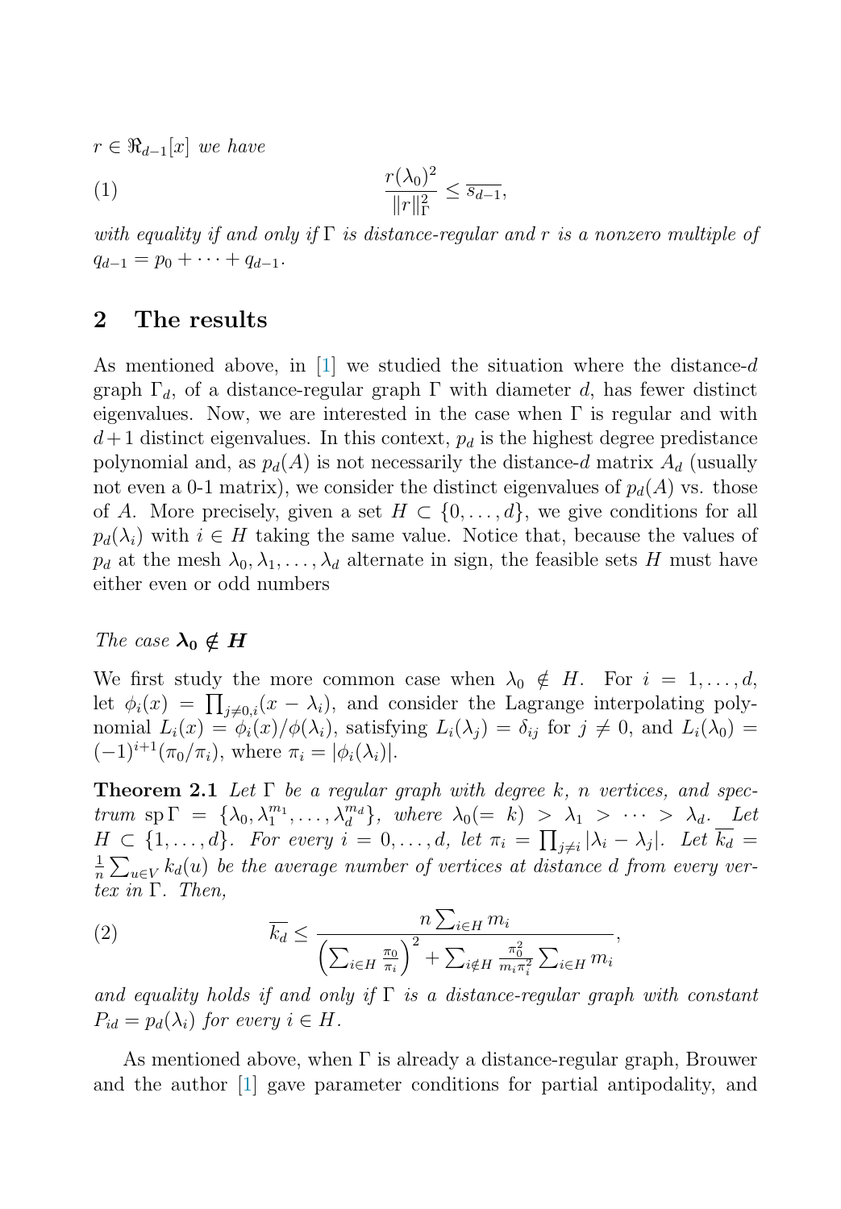$r \in \Re_{d-1}[x]$ *we have*

$$\frac{r(\lambda_0)^2}{\|r\|_\Gamma^2} \leq \overline{s_{d-1}}, \tag{1}$$

*with equality if and only if* $\Gamma$ *is distance-regular and* $r$ *is a nonzero multiple of* $q_{d-1} = p_0 + \cdots + q_{d-1}$.

## 2 The results

As mentioned above, in [1] we studied the situation where the distance-$d$ graph $\Gamma_d$, of a distance-regular graph $\Gamma$ with diameter $d$, has fewer distinct eigenvalues. Now, we are interested in the case when $\Gamma$ is regular and with $d+1$ distinct eigenvalues. In this context, $p_d$ is the highest degree predistance polynomial and, as $p_d(A)$ is not necessarily the distance-$d$ matrix $A_d$ (usually not even a 0-1 matrix), we consider the distinct eigenvalues of $p_d(A)$ vs. those of $A$. More precisely, given a set $H \subset \{0, \ldots, d\}$, we give conditions for all $p_d(\lambda_i)$ with $i \in H$ taking the same value. Notice that, because the values of $p_d$ at the mesh $\lambda_0, \lambda_1, \ldots, \lambda_d$ alternate in sign, the feasible sets $H$ must have either even or odd numbers

*The case* $\boldsymbol{\lambda_0 \notin H}$

We first study the more common case when $\lambda_0 \notin H$. For $i = 1, \ldots, d$, let $\phi_i(x) = \prod_{j \neq 0, i}(x - \lambda_i)$, and consider the Lagrange interpolating polynomial $L_i(x) = \phi_i(x)/\phi(\lambda_i)$, satisfying $L_i(\lambda_j) = \delta_{ij}$ for $j \neq 0$, and $L_i(\lambda_0) = (-1)^{i+1}(\pi_0/\pi_i)$, where $\pi_i = |\phi_i(\lambda_i)|$.

**Theorem 2.1** *Let* $\Gamma$ *be a regular graph with degree* $k$, $n$ *vertices, and spectrum* $\operatorname{sp}\Gamma = \{\lambda_0, \lambda_1^{m_1}, \ldots, \lambda_d^{m_d}\}$, *where* $\lambda_0 (= k) > \lambda_1 > \cdots > \lambda_d$. *Let* $H \subset \{1, \ldots, d\}$. *For every* $i = 0, \ldots, d$, *let* $\pi_i = \prod_{j \neq i} |\lambda_i - \lambda_j|$. *Let* $\overline{k_d} = \frac{1}{n}\sum_{u \in V} k_d(u)$ *be the average number of vertices at distance* $d$ *from every vertex in* $\Gamma$. *Then,*

$$\overline{k_d} \leq \frac{n \sum_{i \in H} m_i}{\left(\sum_{i \in H} \frac{\pi_0}{\pi_i}\right)^2 + \sum_{i \notin H} \frac{\pi_0^2}{m_i \pi_i^2} \sum_{i \in H} m_i}, \tag{2}$$

*and equality holds if and only if* $\Gamma$ *is a distance-regular graph with constant* $P_{id} = p_d(\lambda_i)$ *for every* $i \in H$.

As mentioned above, when $\Gamma$ is already a distance-regular graph, Brouwer and the author [1] gave parameter conditions for partial antipodality, and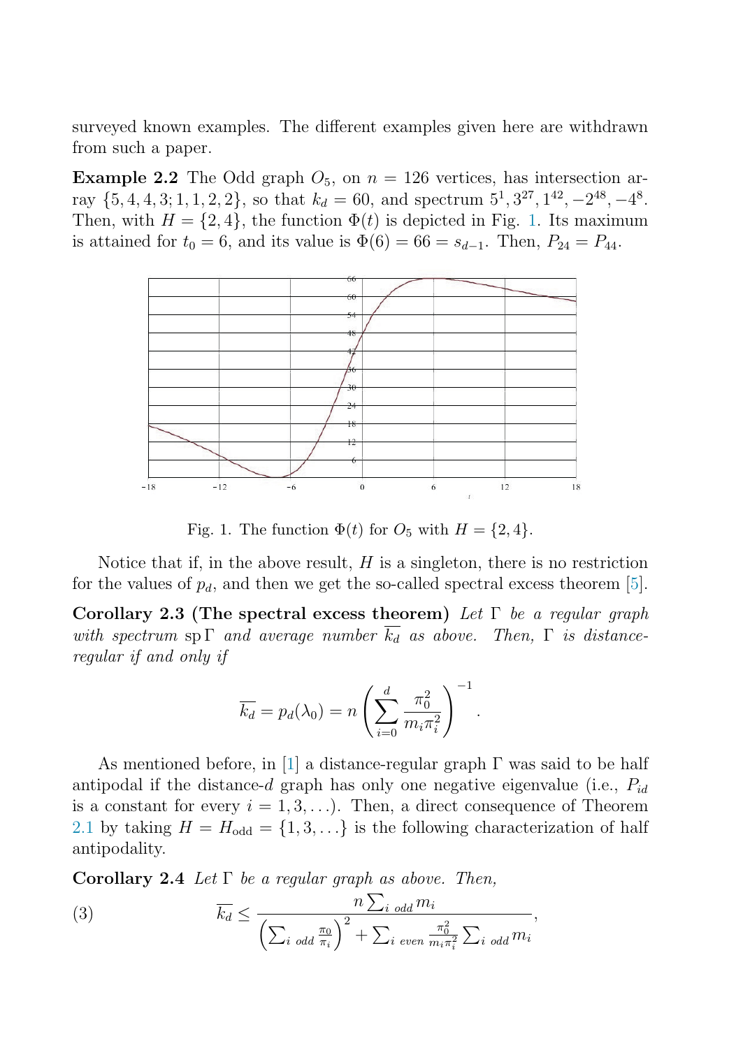surveyed known examples. The different examples given here are withdrawn from such a paper.

**Example 2.2** The Odd graph $O_5$, on $n = 126$ vertices, has intersection array $\{5, 4, 4, 3; 1, 1, 2, 2\}$, so that $k_d = 60$, and spectrum $5^1, 3^{27}, 1^{42}, -2^{48}, -4^8$. Then, with $H = \{2, 4\}$, the function $\Phi(t)$ is depicted in Fig. 1. Its maximum is attained for $t_0 = 6$, and its value is $\Phi(6) = 66 = s_{d-1}$. Then, $P_{24} = P_{44}$.

Fig. 1. The function $\Phi(t)$ for $O_5$ with $H = \{2, 4\}$.

Notice that if, in the above result, $H$ is a singleton, there is no restriction for the values of $p_d$, and then we get the so-called spectral excess theorem [5].

**Corollary 2.3 (The spectral excess theorem)** *Let $\Gamma$ be a regular graph with spectrum $\mathrm{sp}\,\Gamma$ and average number $\overline{k_d}$ as above. Then, $\Gamma$ is distance-regular if and only if*

$$\overline{k_d} = p_d(\lambda_0) = n\left(\sum_{i=0}^{d} \frac{\pi_0^2}{m_i \pi_i^2}\right)^{-1}.$$

As mentioned before, in [1] a distance-regular graph $\Gamma$ was said to be half antipodal if the distance-$d$ graph has only one negative eigenvalue (i.e., $P_{id}$ is a constant for every $i = 1, 3, \ldots$). Then, a direct consequence of Theorem 2.1 by taking $H = H_{\mathrm{odd}} = \{1, 3, \ldots\}$ is the following characterization of half antipodality.

**Corollary 2.4** *Let $\Gamma$ be a regular graph as above. Then,*

$$\overline{k_d} \leq \frac{n \sum_{i\ odd} m_i}{\left(\sum_{i\ odd} \frac{\pi_0}{\pi_i}\right)^2 + \sum_{i\ even} \frac{\pi_0^2}{m_i \pi_i^2} \sum_{i\ odd} m_i}, \tag{3}$$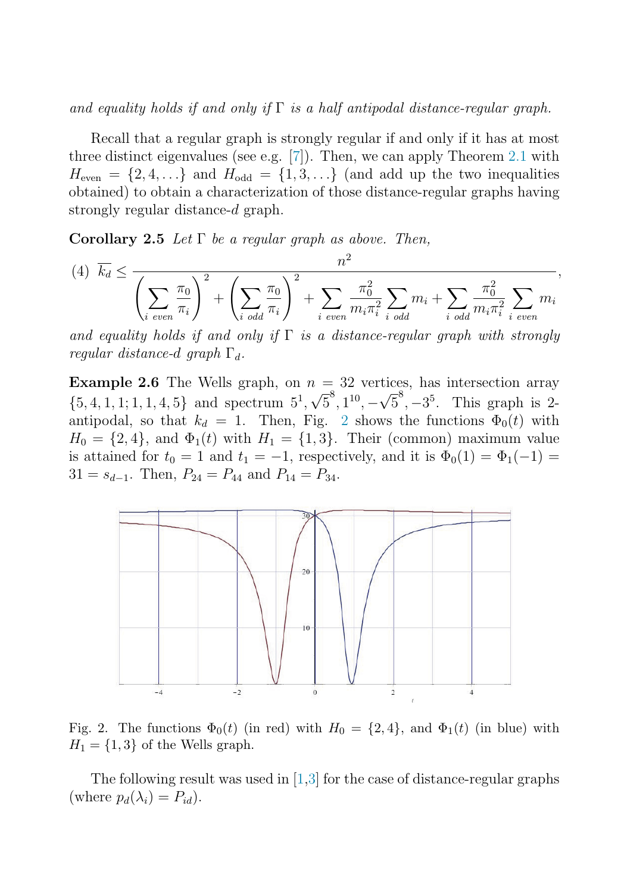*and equality holds if and only if* $\Gamma$ *is a half antipodal distance-regular graph.*

Recall that a regular graph is strongly regular if and only if it has at most three distinct eigenvalues (see e.g. [7]). Then, we can apply Theorem 2.1 with $H_{\text{even}} = \{2, 4, \ldots\}$ and $H_{\text{odd}} = \{1, 3, \ldots\}$ (and add up the two inequalities obtained) to obtain a characterization of those distance-regular graphs having strongly regular distance-$d$ graph.

**Corollary 2.5** *Let* $\Gamma$ *be a regular graph as above. Then,*

$$(4)\ \ \overline{k_d} \leq \frac{n^2}{\left(\displaystyle\sum_{i\ even} \frac{\pi_0}{\pi_i}\right)^2 + \left(\displaystyle\sum_{i\ odd} \frac{\pi_0}{\pi_i}\right)^2 + \displaystyle\sum_{i\ even} \frac{\pi_0^2}{m_i \pi_i^2} \sum_{i\ odd} m_i + \sum_{i\ odd} \frac{\pi_0^2}{m_i \pi_i^2} \sum_{i\ even} m_i},$$

*and equality holds if and only if* $\Gamma$ *is a distance-regular graph with strongly regular distance-*$d$ *graph* $\Gamma_d$.

**Example 2.6** The Wells graph, on $n = 32$ vertices, has intersection array $\{5, 4, 1, 1; 1, 1, 4, 5\}$ and spectrum $5^1, \sqrt{5}^8, 1^{10}, -\sqrt{5}^8, -3^5$. This graph is 2-antipodal, so that $k_d = 1$. Then, Fig. 2 shows the functions $\Phi_0(t)$ with $H_0 = \{2, 4\}$, and $\Phi_1(t)$ with $H_1 = \{1, 3\}$. Their (common) maximum value is attained for $t_0 = 1$ and $t_1 = -1$, respectively, and it is $\Phi_0(1) = \Phi_1(-1) = 31 = s_{d-1}$. Then, $P_{24} = P_{44}$ and $P_{14} = P_{34}$.

Fig. 2. The functions $\Phi_0(t)$ (in red) with $H_0 = \{2, 4\}$, and $\Phi_1(t)$ (in blue) with $H_1 = \{1, 3\}$ of the Wells graph.

The following result was used in [1,3] for the case of distance-regular graphs (where $p_d(\lambda_i) = P_{id}$).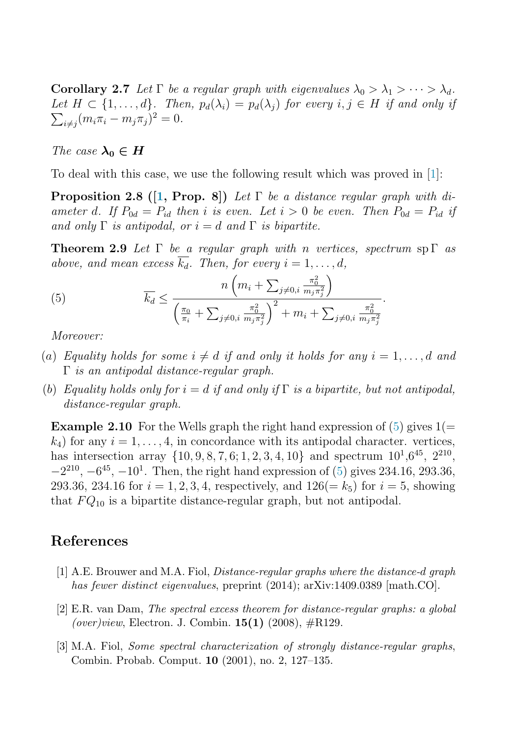**Corollary 2.7** *Let $\Gamma$ be a regular graph with eigenvalues $\lambda_0 > \lambda_1 > \cdots > \lambda_d$. Let $H \subset \{1,\ldots,d\}$. Then, $p_d(\lambda_i) = p_d(\lambda_j)$ for every $i,j \in H$ if and only if $\sum_{i\neq j}(m_i\pi_i - m_j\pi_j)^2 = 0$.*

*The case* $\boldsymbol{\lambda_0 \in H}$

To deal with this case, we use the following result which was proved in [1]:

**Proposition 2.8 ([1, Prop. 8])** *Let $\Gamma$ be a distance regular graph with diameter $d$. If $P_{0d} = P_{id}$ then $i$ is even. Let $i > 0$ be even. Then $P_{0d} = P_{id}$ if and only $\Gamma$ is antipodal, or $i = d$ and $\Gamma$ is bipartite.*

**Theorem 2.9** *Let $\Gamma$ be a regular graph with $n$ vertices, spectrum $\operatorname{sp}\Gamma$ as above, and mean excess $\overline{k_d}$. Then, for every $i = 1,\ldots,d$,*

$$\overline{k_d} \le \frac{n\left(m_i + \sum_{j\neq 0,i}\frac{\pi_0^2}{m_j\pi_j^2}\right)}{\left(\frac{\pi_0}{\pi_i} + \sum_{j\neq 0,i}\frac{\pi_0^2}{m_j\pi_j^2}\right)^2 + m_i + \sum_{j\neq 0,i}\frac{\pi_0^2}{m_j\pi_j^2}}. \tag{5}$$

*Moreover:*

(a) *Equality holds for some $i \neq d$ if and only it holds for any $i = 1,\ldots,d$ and $\Gamma$ is an antipodal distance-regular graph.*

(b) *Equality holds only for $i = d$ if and only if $\Gamma$ is a bipartite, but not antipodal, distance-regular graph.*

**Example 2.10** For the Wells graph the right hand expression of (5) gives $1(= k_4)$ for any $i = 1,\ldots,4$, in concordance with its antipodal character. vertices, has intersection array $\{10,9,8,7,6;1,2,3,4,10\}$ and spectrum $10^1$,$6^{45}$, $2^{210}$, $-2^{210}$, $-6^{45}$, $-10^1$. Then, the right hand expression of (5) gives 234.16, 293.36, 293.36, 234.16 for $i = 1,2,3,4$, respectively, and $126(= k_5)$ for $i = 5$, showing that $FQ_{10}$ is a bipartite distance-regular graph, but not antipodal.

## References

[1] A.E. Brouwer and M.A. Fiol, *Distance-regular graphs where the distance-d graph has fewer distinct eigenvalues*, preprint (2014); arXiv:1409.0389 [math.CO].

[2] E.R. van Dam, *The spectral excess theorem for distance-regular graphs: a global (over)view*, Electron. J. Combin. **15(1)** (2008), #R129.

[3] M.A. Fiol, *Some spectral characterization of strongly distance-regular graphs*, Combin. Probab. Comput. **10** (2001), no. 2, 127–135.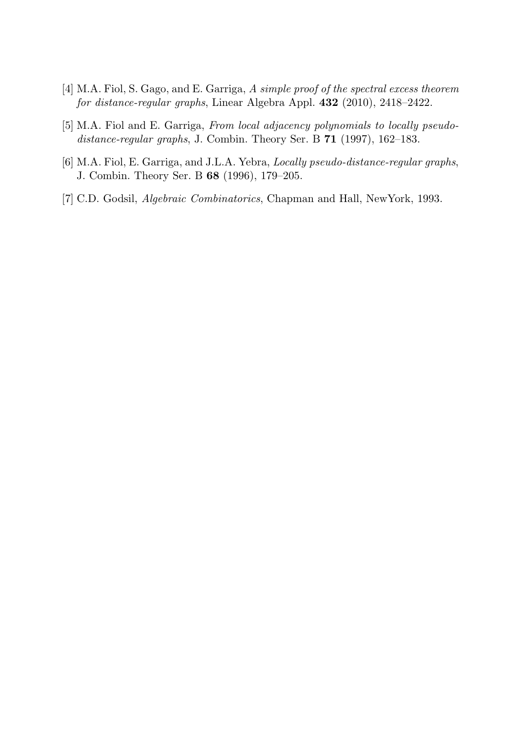[4] M.A. Fiol, S. Gago, and E. Garriga, *A simple proof of the spectral excess theorem for distance-regular graphs*, Linear Algebra Appl. **432** (2010), 2418–2422.

[5] M.A. Fiol and E. Garriga, *From local adjacency polynomials to locally pseudo-distance-regular graphs*, J. Combin. Theory Ser. B **71** (1997), 162–183.

[6] M.A. Fiol, E. Garriga, and J.L.A. Yebra, *Locally pseudo-distance-regular graphs*, J. Combin. Theory Ser. B **68** (1996), 179–205.

[7] C.D. Godsil, *Algebraic Combinatorics*, Chapman and Hall, NewYork, 1993.